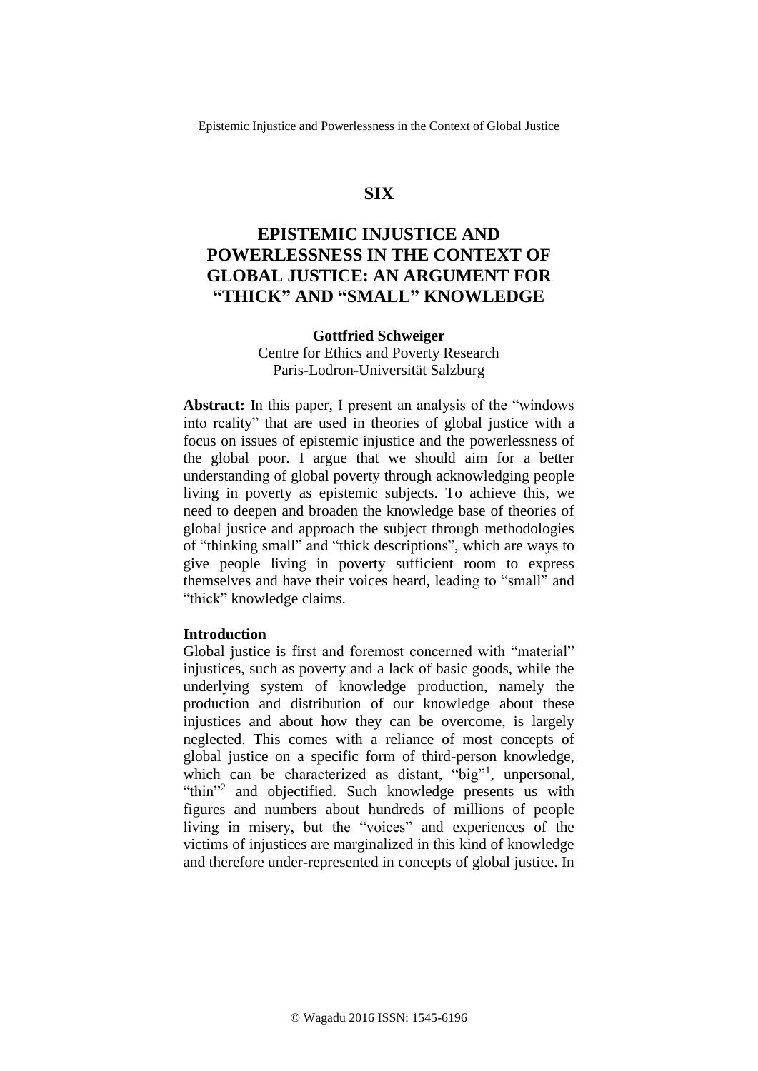# SIX

# EPISTEMIC INJUSTICE AND POWERLESSNESS IN THE CONTEXT OF GLOBAL JUSTICE: AN ARGUMENT FOR "THICK" AND "SMALL" KNOWLEDGE

**Gottfried Schweiger**
Centre for Ethics and Poverty Research
Paris-Lodron-Universität Salzburg

**Abstract:** In this paper, I present an analysis of the "windows into reality" that are used in theories of global justice with a focus on issues of epistemic injustice and the powerlessness of the global poor. I argue that we should aim for a better understanding of global poverty through acknowledging people living in poverty as epistemic subjects. To achieve this, we need to deepen and broaden the knowledge base of theories of global justice and approach the subject through methodologies of "thinking small" and "thick descriptions", which are ways to give people living in poverty sufficient room to express themselves and have their voices heard, leading to "small" and "thick" knowledge claims.

## Introduction

Global justice is first and foremost concerned with "material" injustices, such as poverty and a lack of basic goods, while the underlying system of knowledge production, namely the production and distribution of our knowledge about these injustices and about how they can be overcome, is largely neglected. This comes with a reliance of most concepts of global justice on a specific form of third-person knowledge, which can be characterized as distant, "big"[1], unpersonal, "thin"[2] and objectified. Such knowledge presents us with figures and numbers about hundreds of millions of people living in misery, but the "voices" and experiences of the victims of injustices are marginalized in this kind of knowledge and therefore under-represented in concepts of global justice. In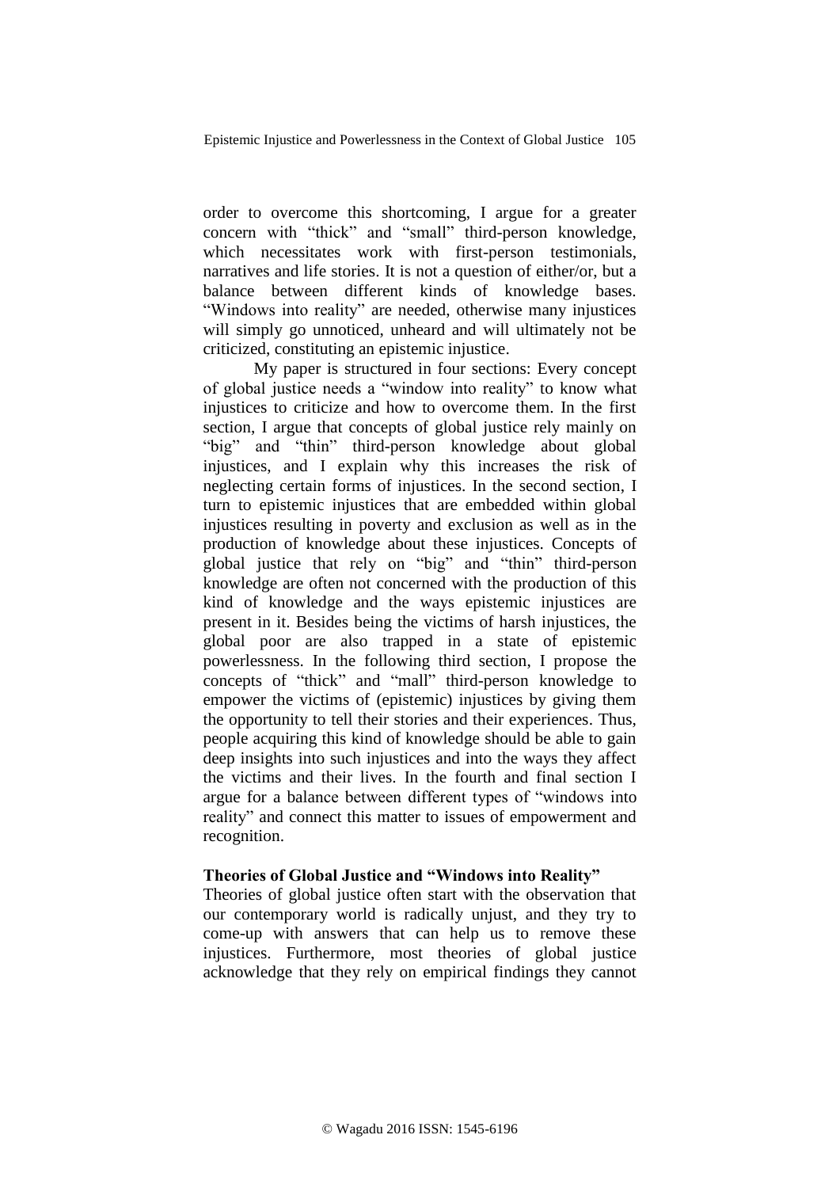order to overcome this shortcoming, I argue for a greater concern with "thick" and "small" third-person knowledge, which necessitates work with first-person testimonials, narratives and life stories. It is not a question of either/or, but a balance between different kinds of knowledge bases. "Windows into reality" are needed, otherwise many injustices will simply go unnoticed, unheard and will ultimately not be criticized, constituting an epistemic injustice.

My paper is structured in four sections: Every concept of global justice needs a "window into reality" to know what injustices to criticize and how to overcome them. In the first section, I argue that concepts of global justice rely mainly on "big" and "thin" third-person knowledge about global injustices, and I explain why this increases the risk of neglecting certain forms of injustices. In the second section, I turn to epistemic injustices that are embedded within global injustices resulting in poverty and exclusion as well as in the production of knowledge about these injustices. Concepts of global justice that rely on "big" and "thin" third-person knowledge are often not concerned with the production of this kind of knowledge and the ways epistemic injustices are present in it. Besides being the victims of harsh injustices, the global poor are also trapped in a state of epistemic powerlessness. In the following third section, I propose the concepts of "thick" and "mall" third-person knowledge to empower the victims of (epistemic) injustices by giving them the opportunity to tell their stories and their experiences. Thus, people acquiring this kind of knowledge should be able to gain deep insights into such injustices and into the ways they affect the victims and their lives. In the fourth and final section I argue for a balance between different types of "windows into reality" and connect this matter to issues of empowerment and recognition.

**Theories of Global Justice and "Windows into Reality"**

Theories of global justice often start with the observation that our contemporary world is radically unjust, and they try to come-up with answers that can help us to remove these injustices. Furthermore, most theories of global justice acknowledge that they rely on empirical findings they cannot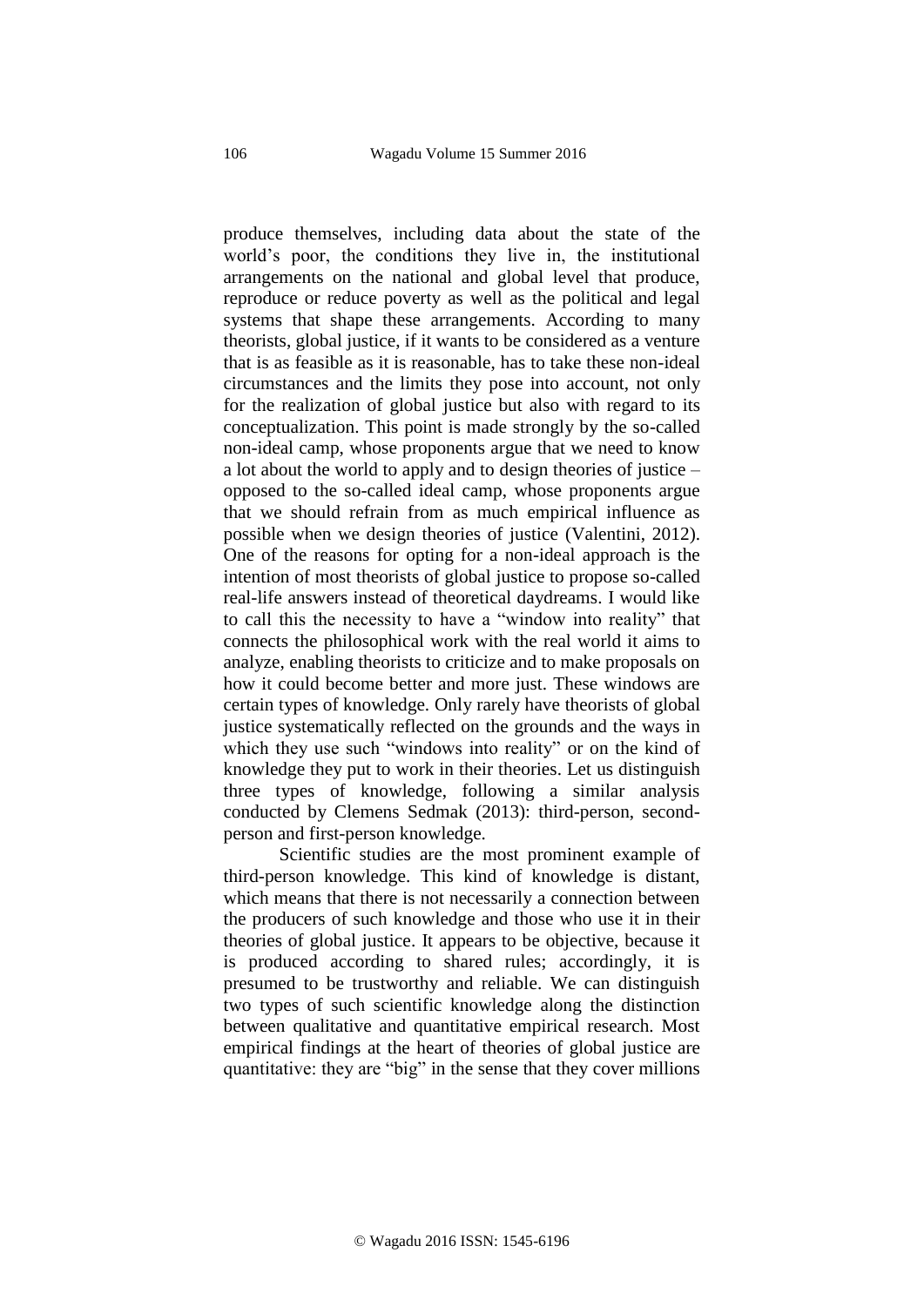produce themselves, including data about the state of the world's poor, the conditions they live in, the institutional arrangements on the national and global level that produce, reproduce or reduce poverty as well as the political and legal systems that shape these arrangements. According to many theorists, global justice, if it wants to be considered as a venture that is as feasible as it is reasonable, has to take these non-ideal circumstances and the limits they pose into account, not only for the realization of global justice but also with regard to its conceptualization. This point is made strongly by the so-called non-ideal camp, whose proponents argue that we need to know a lot about the world to apply and to design theories of justice – opposed to the so-called ideal camp, whose proponents argue that we should refrain from as much empirical influence as possible when we design theories of justice (Valentini, 2012). One of the reasons for opting for a non-ideal approach is the intention of most theorists of global justice to propose so-called real-life answers instead of theoretical daydreams. I would like to call this the necessity to have a "window into reality" that connects the philosophical work with the real world it aims to analyze, enabling theorists to criticize and to make proposals on how it could become better and more just. These windows are certain types of knowledge. Only rarely have theorists of global justice systematically reflected on the grounds and the ways in which they use such "windows into reality" or on the kind of knowledge they put to work in their theories. Let us distinguish three types of knowledge, following a similar analysis conducted by Clemens Sedmak (2013): third-person, second-person and first-person knowledge.

Scientific studies are the most prominent example of third-person knowledge. This kind of knowledge is distant, which means that there is not necessarily a connection between the producers of such knowledge and those who use it in their theories of global justice. It appears to be objective, because it is produced according to shared rules; accordingly, it is presumed to be trustworthy and reliable. We can distinguish two types of such scientific knowledge along the distinction between qualitative and quantitative empirical research. Most empirical findings at the heart of theories of global justice are quantitative: they are "big" in the sense that they cover millions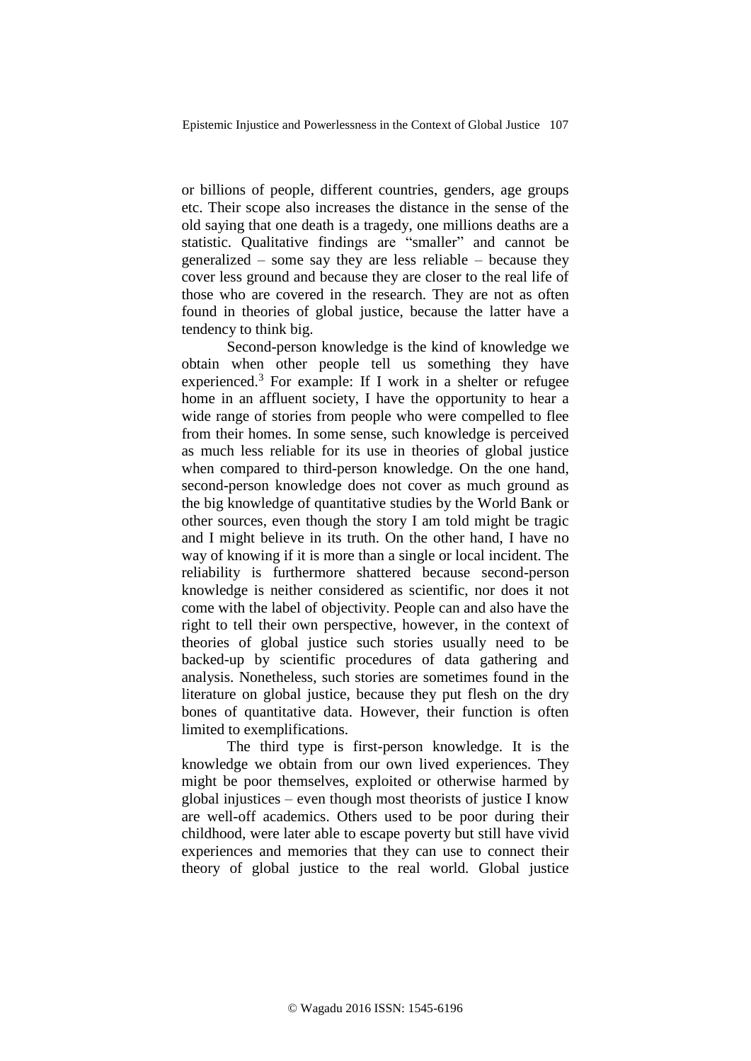or billions of people, different countries, genders, age groups etc. Their scope also increases the distance in the sense of the old saying that one death is a tragedy, one millions deaths are a statistic. Qualitative findings are "smaller" and cannot be generalized – some say they are less reliable – because they cover less ground and because they are closer to the real life of those who are covered in the research. They are not as often found in theories of global justice, because the latter have a tendency to think big.

Second-person knowledge is the kind of knowledge we obtain when other people tell us something they have experienced.[3] For example: If I work in a shelter or refugee home in an affluent society, I have the opportunity to hear a wide range of stories from people who were compelled to flee from their homes. In some sense, such knowledge is perceived as much less reliable for its use in theories of global justice when compared to third-person knowledge. On the one hand, second-person knowledge does not cover as much ground as the big knowledge of quantitative studies by the World Bank or other sources, even though the story I am told might be tragic and I might believe in its truth. On the other hand, I have no way of knowing if it is more than a single or local incident. The reliability is furthermore shattered because second-person knowledge is neither considered as scientific, nor does it not come with the label of objectivity. People can and also have the right to tell their own perspective, however, in the context of theories of global justice such stories usually need to be backed-up by scientific procedures of data gathering and analysis. Nonetheless, such stories are sometimes found in the literature on global justice, because they put flesh on the dry bones of quantitative data. However, their function is often limited to exemplifications.

The third type is first-person knowledge. It is the knowledge we obtain from our own lived experiences. They might be poor themselves, exploited or otherwise harmed by global injustices – even though most theorists of justice I know are well-off academics. Others used to be poor during their childhood, were later able to escape poverty but still have vivid experiences and memories that they can use to connect their theory of global justice to the real world. Global justice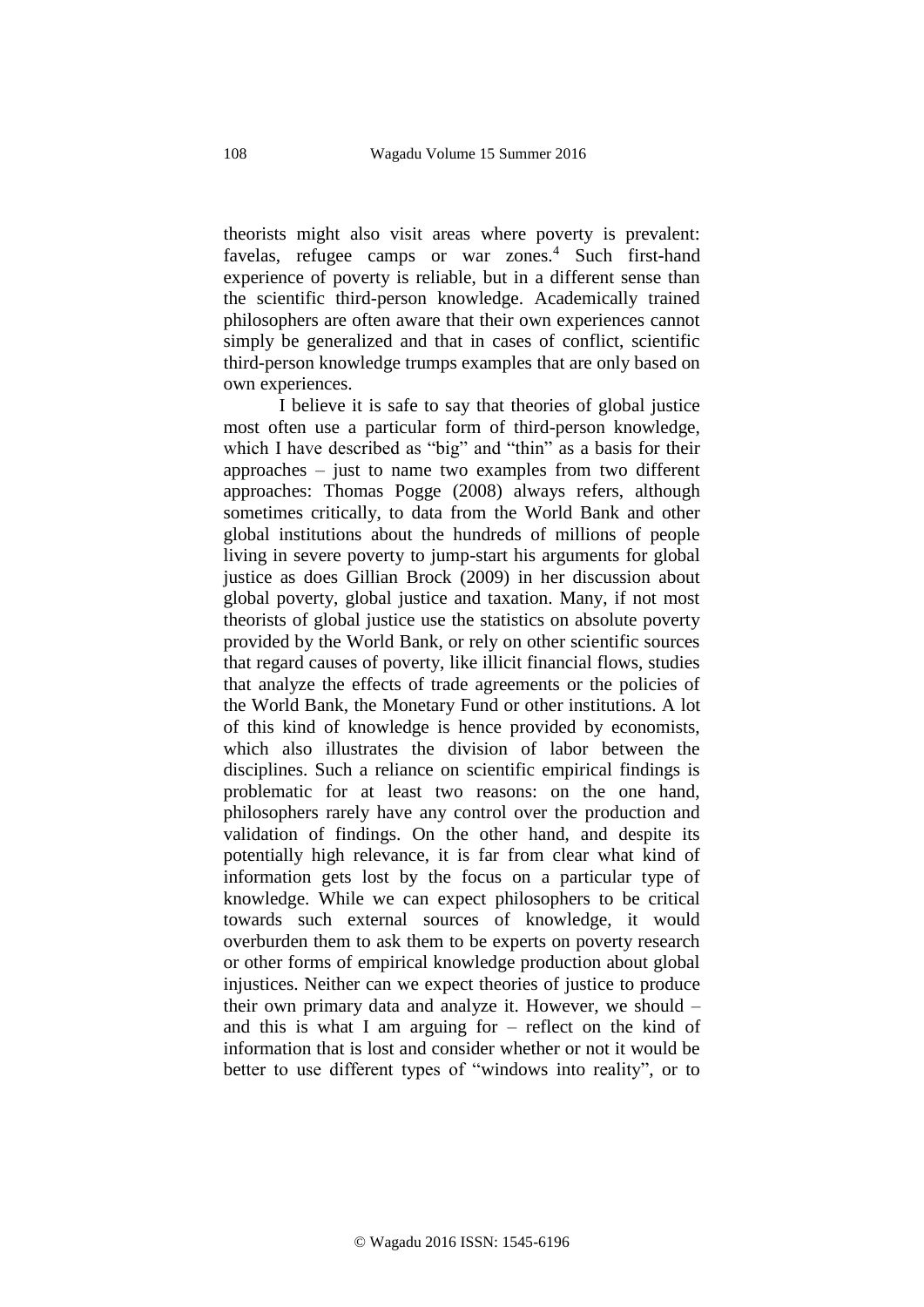theorists might also visit areas where poverty is prevalent: favelas, refugee camps or war zones.[4] Such first-hand experience of poverty is reliable, but in a different sense than the scientific third-person knowledge. Academically trained philosophers are often aware that their own experiences cannot simply be generalized and that in cases of conflict, scientific third-person knowledge trumps examples that are only based on own experiences.

I believe it is safe to say that theories of global justice most often use a particular form of third-person knowledge, which I have described as "big" and "thin" as a basis for their approaches – just to name two examples from two different approaches: Thomas Pogge (2008) always refers, although sometimes critically, to data from the World Bank and other global institutions about the hundreds of millions of people living in severe poverty to jump-start his arguments for global justice as does Gillian Brock (2009) in her discussion about global poverty, global justice and taxation. Many, if not most theorists of global justice use the statistics on absolute poverty provided by the World Bank, or rely on other scientific sources that regard causes of poverty, like illicit financial flows, studies that analyze the effects of trade agreements or the policies of the World Bank, the Monetary Fund or other institutions. A lot of this kind of knowledge is hence provided by economists, which also illustrates the division of labor between the disciplines. Such a reliance on scientific empirical findings is problematic for at least two reasons: on the one hand, philosophers rarely have any control over the production and validation of findings. On the other hand, and despite its potentially high relevance, it is far from clear what kind of information gets lost by the focus on a particular type of knowledge. While we can expect philosophers to be critical towards such external sources of knowledge, it would overburden them to ask them to be experts on poverty research or other forms of empirical knowledge production about global injustices. Neither can we expect theories of justice to produce their own primary data and analyze it. However, we should – and this is what I am arguing for – reflect on the kind of information that is lost and consider whether or not it would be better to use different types of "windows into reality", or to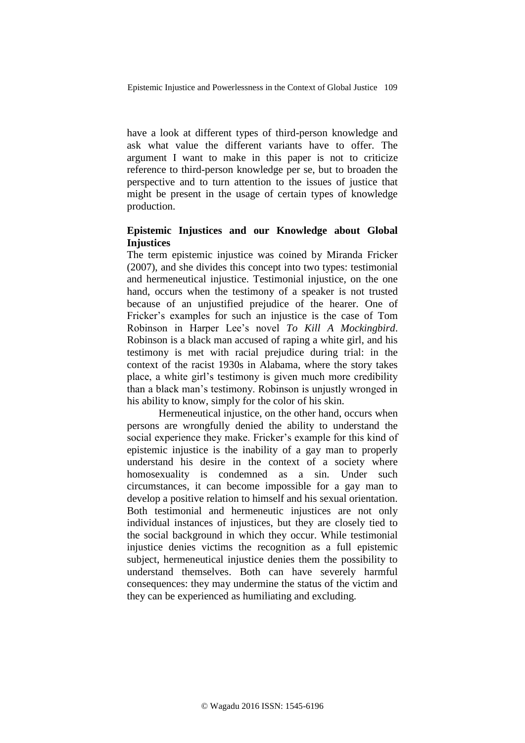have a look at different types of third-person knowledge and ask what value the different variants have to offer. The argument I want to make in this paper is not to criticize reference to third-person knowledge per se, but to broaden the perspective and to turn attention to the issues of justice that might be present in the usage of certain types of knowledge production.

## Epistemic Injustices and our Knowledge about Global Injustices

The term epistemic injustice was coined by Miranda Fricker (2007), and she divides this concept into two types: testimonial and hermeneutical injustice. Testimonial injustice, on the one hand, occurs when the testimony of a speaker is not trusted because of an unjustified prejudice of the hearer. One of Fricker's examples for such an injustice is the case of Tom Robinson in Harper Lee's novel *To Kill A Mockingbird*. Robinson is a black man accused of raping a white girl, and his testimony is met with racial prejudice during trial: in the context of the racist 1930s in Alabama, where the story takes place, a white girl's testimony is given much more credibility than a black man's testimony. Robinson is unjustly wronged in his ability to know, simply for the color of his skin.

Hermeneutical injustice, on the other hand, occurs when persons are wrongfully denied the ability to understand the social experience they make. Fricker's example for this kind of epistemic injustice is the inability of a gay man to properly understand his desire in the context of a society where homosexuality is condemned as a sin. Under such circumstances, it can become impossible for a gay man to develop a positive relation to himself and his sexual orientation. Both testimonial and hermeneutic injustices are not only individual instances of injustices, but they are closely tied to the social background in which they occur. While testimonial injustice denies victims the recognition as a full epistemic subject, hermeneutical injustice denies them the possibility to understand themselves. Both can have severely harmful consequences: they may undermine the status of the victim and they can be experienced as humiliating and excluding.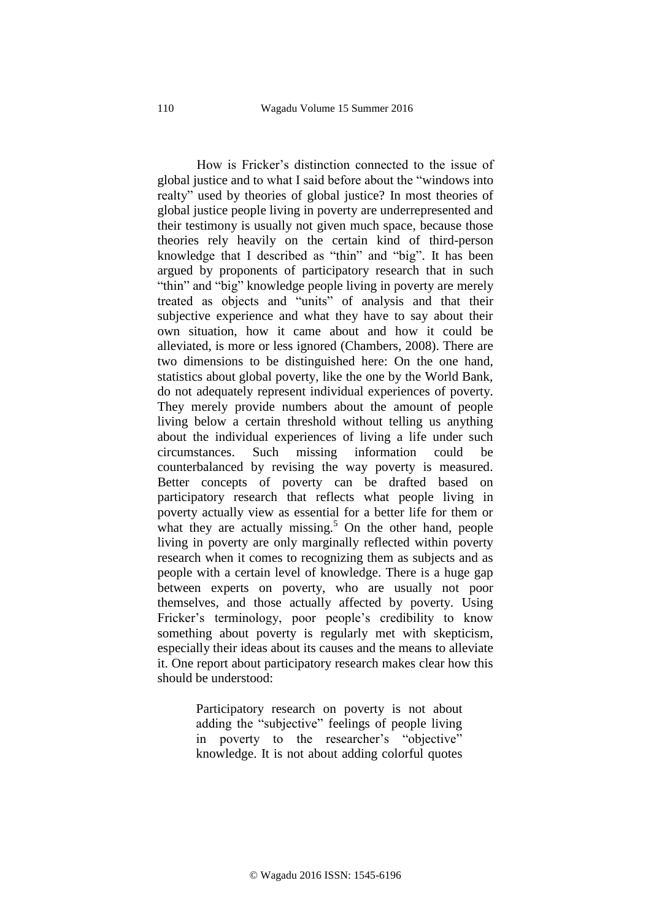How is Fricker's distinction connected to the issue of global justice and to what I said before about the "windows into realty" used by theories of global justice? In most theories of global justice people living in poverty are underrepresented and their testimony is usually not given much space, because those theories rely heavily on the certain kind of third-person knowledge that I described as "thin" and "big". It has been argued by proponents of participatory research that in such "thin" and "big" knowledge people living in poverty are merely treated as objects and "units" of analysis and that their subjective experience and what they have to say about their own situation, how it came about and how it could be alleviated, is more or less ignored (Chambers, 2008). There are two dimensions to be distinguished here: On the one hand, statistics about global poverty, like the one by the World Bank, do not adequately represent individual experiences of poverty. They merely provide numbers about the amount of people living below a certain threshold without telling us anything about the individual experiences of living a life under such circumstances. Such missing information could be counterbalanced by revising the way poverty is measured. Better concepts of poverty can be drafted based on participatory research that reflects what people living in poverty actually view as essential for a better life for them or what they are actually missing.[5] On the other hand, people living in poverty are only marginally reflected within poverty research when it comes to recognizing them as subjects and as people with a certain level of knowledge. There is a huge gap between experts on poverty, who are usually not poor themselves, and those actually affected by poverty. Using Fricker's terminology, poor people's credibility to know something about poverty is regularly met with skepticism, especially their ideas about its causes and the means to alleviate it. One report about participatory research makes clear how this should be understood:

> Participatory research on poverty is not about adding the "subjective" feelings of people living in poverty to the researcher's "objective" knowledge. It is not about adding colorful quotes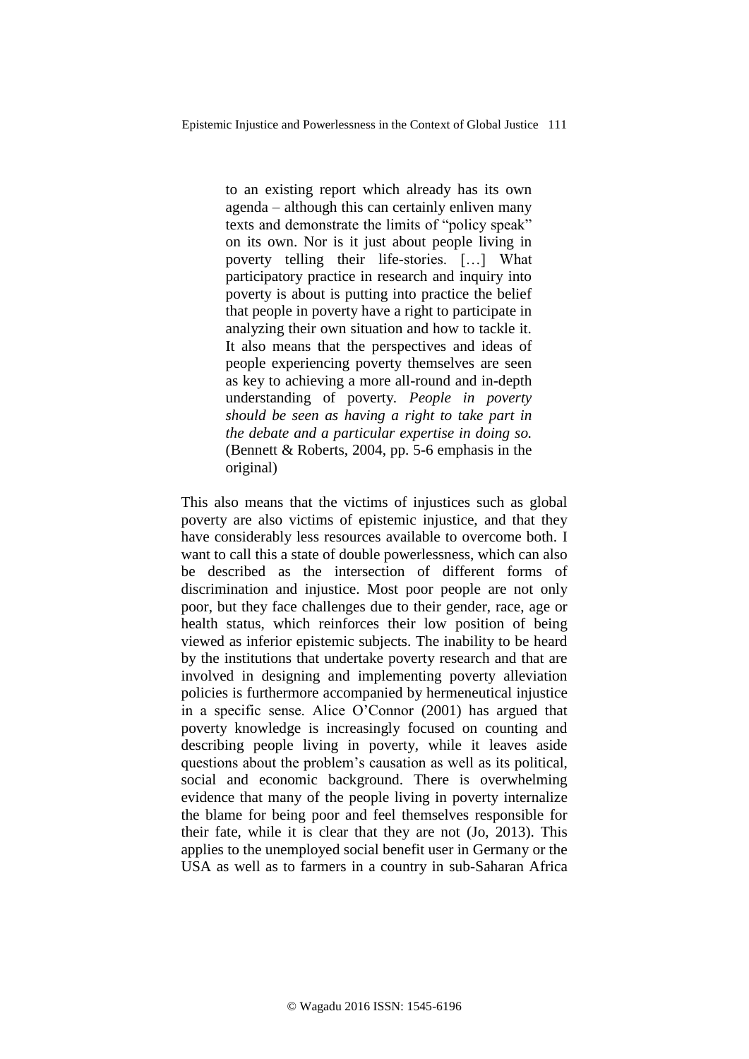> to an existing report which already has its own agenda – although this can certainly enliven many texts and demonstrate the limits of "policy speak" on its own. Nor is it just about people living in poverty telling their life-stories. […] What participatory practice in research and inquiry into poverty is about is putting into practice the belief that people in poverty have a right to participate in analyzing their own situation and how to tackle it. It also means that the perspectives and ideas of people experiencing poverty themselves are seen as key to achieving a more all-round and in-depth understanding of poverty. *People in poverty should be seen as having a right to take part in the debate and a particular expertise in doing so.* (Bennett & Roberts, 2004, pp. 5-6 emphasis in the original)

This also means that the victims of injustices such as global poverty are also victims of epistemic injustice, and that they have considerably less resources available to overcome both. I want to call this a state of double powerlessness, which can also be described as the intersection of different forms of discrimination and injustice. Most poor people are not only poor, but they face challenges due to their gender, race, age or health status, which reinforces their low position of being viewed as inferior epistemic subjects. The inability to be heard by the institutions that undertake poverty research and that are involved in designing and implementing poverty alleviation policies is furthermore accompanied by hermeneutical injustice in a specific sense. Alice O'Connor (2001) has argued that poverty knowledge is increasingly focused on counting and describing people living in poverty, while it leaves aside questions about the problem's causation as well as its political, social and economic background. There is overwhelming evidence that many of the people living in poverty internalize the blame for being poor and feel themselves responsible for their fate, while it is clear that they are not (Jo, 2013). This applies to the unemployed social benefit user in Germany or the USA as well as to farmers in a country in sub-Saharan Africa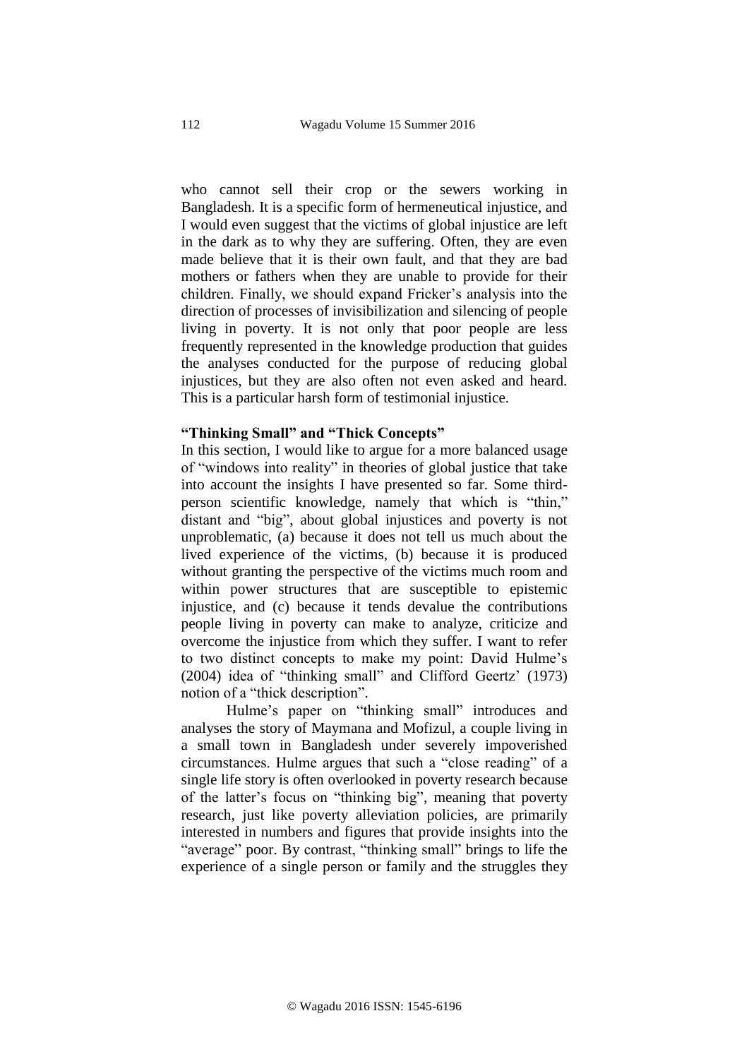who cannot sell their crop or the sewers working in Bangladesh. It is a specific form of hermeneutical injustice, and I would even suggest that the victims of global injustice are left in the dark as to why they are suffering. Often, they are even made believe that it is their own fault, and that they are bad mothers or fathers when they are unable to provide for their children. Finally, we should expand Fricker's analysis into the direction of processes of invisibilization and silencing of people living in poverty. It is not only that poor people are less frequently represented in the knowledge production that guides the analyses conducted for the purpose of reducing global injustices, but they are also often not even asked and heard. This is a particular harsh form of testimonial injustice.

**"Thinking Small" and "Thick Concepts"**

In this section, I would like to argue for a more balanced usage of "windows into reality" in theories of global justice that take into account the insights I have presented so far. Some third-person scientific knowledge, namely that which is "thin," distant and "big", about global injustices and poverty is not unproblematic, (a) because it does not tell us much about the lived experience of the victims, (b) because it is produced without granting the perspective of the victims much room and within power structures that are susceptible to epistemic injustice, and (c) because it tends devalue the contributions people living in poverty can make to analyze, criticize and overcome the injustice from which they suffer. I want to refer to two distinct concepts to make my point: David Hulme's (2004) idea of "thinking small" and Clifford Geertz' (1973) notion of a "thick description".

Hulme's paper on "thinking small" introduces and analyses the story of Maymana and Mofizul, a couple living in a small town in Bangladesh under severely impoverished circumstances. Hulme argues that such a "close reading" of a single life story is often overlooked in poverty research because of the latter's focus on "thinking big", meaning that poverty research, just like poverty alleviation policies, are primarily interested in numbers and figures that provide insights into the "average" poor. By contrast, "thinking small" brings to life the experience of a single person or family and the struggles they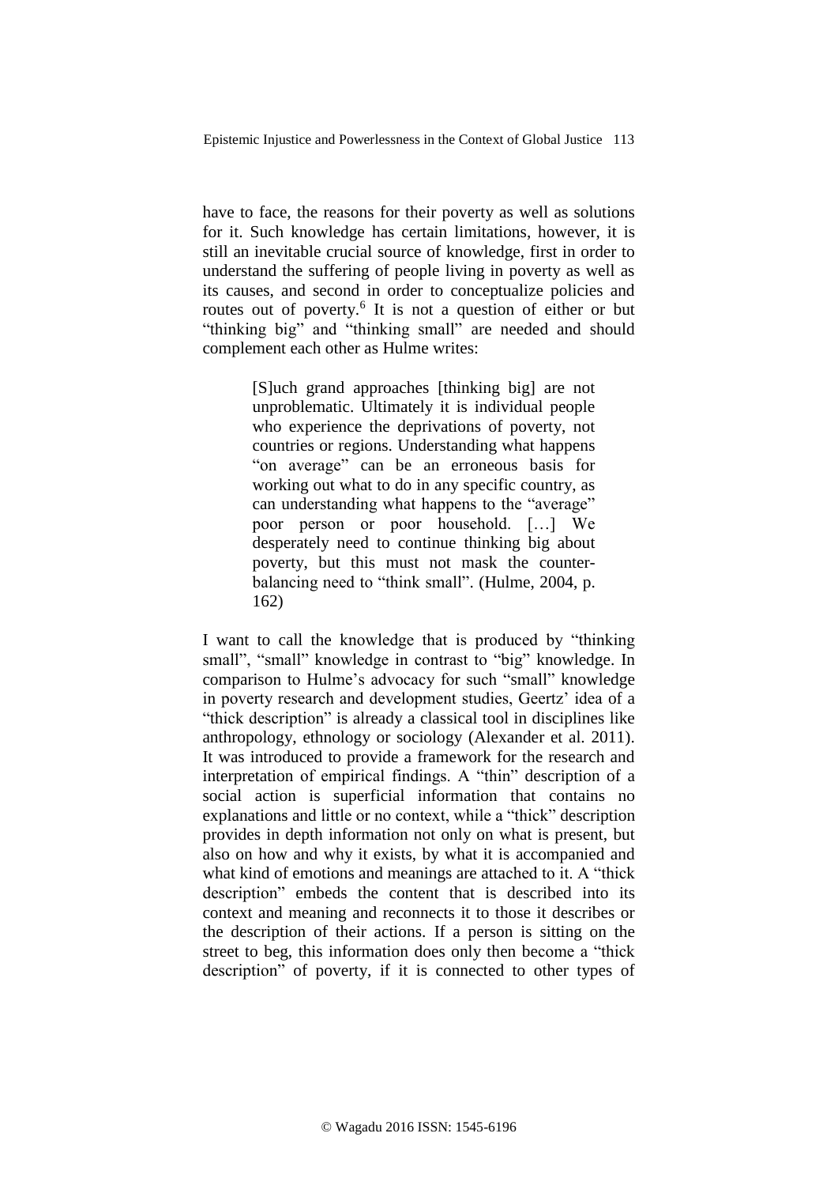have to face, the reasons for their poverty as well as solutions for it. Such knowledge has certain limitations, however, it is still an inevitable crucial source of knowledge, first in order to understand the suffering of people living in poverty as well as its causes, and second in order to conceptualize policies and routes out of poverty.[6] It is not a question of either or but "thinking big" and "thinking small" are needed and should complement each other as Hulme writes:

> [S]uch grand approaches [thinking big] are not unproblematic. Ultimately it is individual people who experience the deprivations of poverty, not countries or regions. Understanding what happens "on average" can be an erroneous basis for working out what to do in any specific country, as can understanding what happens to the "average" poor person or poor household. […] We desperately need to continue thinking big about poverty, but this must not mask the counter-balancing need to "think small". (Hulme, 2004, p. 162)

I want to call the knowledge that is produced by "thinking small", "small" knowledge in contrast to "big" knowledge. In comparison to Hulme's advocacy for such "small" knowledge in poverty research and development studies, Geertz' idea of a "thick description" is already a classical tool in disciplines like anthropology, ethnology or sociology (Alexander et al. 2011). It was introduced to provide a framework for the research and interpretation of empirical findings. A "thin" description of a social action is superficial information that contains no explanations and little or no context, while a "thick" description provides in depth information not only on what is present, but also on how and why it exists, by what it is accompanied and what kind of emotions and meanings are attached to it. A "thick description" embeds the content that is described into its context and meaning and reconnects it to those it describes or the description of their actions. If a person is sitting on the street to beg, this information does only then become a "thick description" of poverty, if it is connected to other types of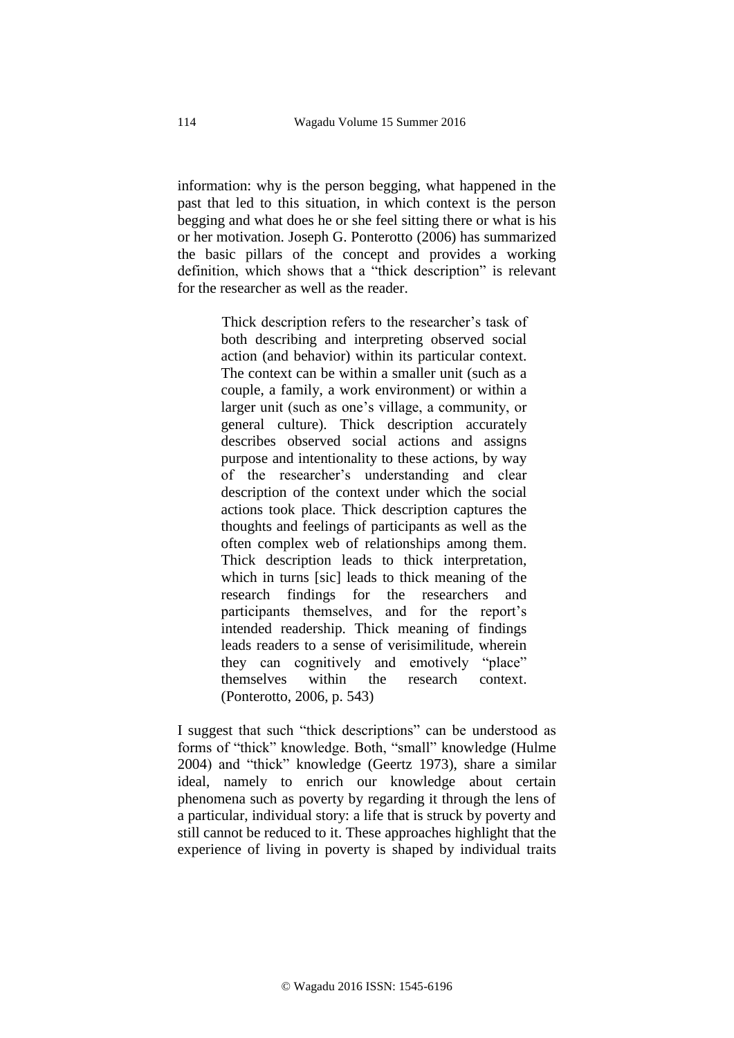information: why is the person begging, what happened in the past that led to this situation, in which context is the person begging and what does he or she feel sitting there or what is his or her motivation. Joseph G. Ponterotto (2006) has summarized the basic pillars of the concept and provides a working definition, which shows that a "thick description" is relevant for the researcher as well as the reader.

> Thick description refers to the researcher's task of both describing and interpreting observed social action (and behavior) within its particular context. The context can be within a smaller unit (such as a couple, a family, a work environment) or within a larger unit (such as one's village, a community, or general culture). Thick description accurately describes observed social actions and assigns purpose and intentionality to these actions, by way of the researcher's understanding and clear description of the context under which the social actions took place. Thick description captures the thoughts and feelings of participants as well as the often complex web of relationships among them. Thick description leads to thick interpretation, which in turns [sic] leads to thick meaning of the research findings for the researchers and participants themselves, and for the report's intended readership. Thick meaning of findings leads readers to a sense of verisimilitude, wherein they can cognitively and emotively "place" themselves within the research context. (Ponterotto, 2006, p. 543)

I suggest that such "thick descriptions" can be understood as forms of "thick" knowledge. Both, "small" knowledge (Hulme 2004) and "thick" knowledge (Geertz 1973), share a similar ideal, namely to enrich our knowledge about certain phenomena such as poverty by regarding it through the lens of a particular, individual story: a life that is struck by poverty and still cannot be reduced to it. These approaches highlight that the experience of living in poverty is shaped by individual traits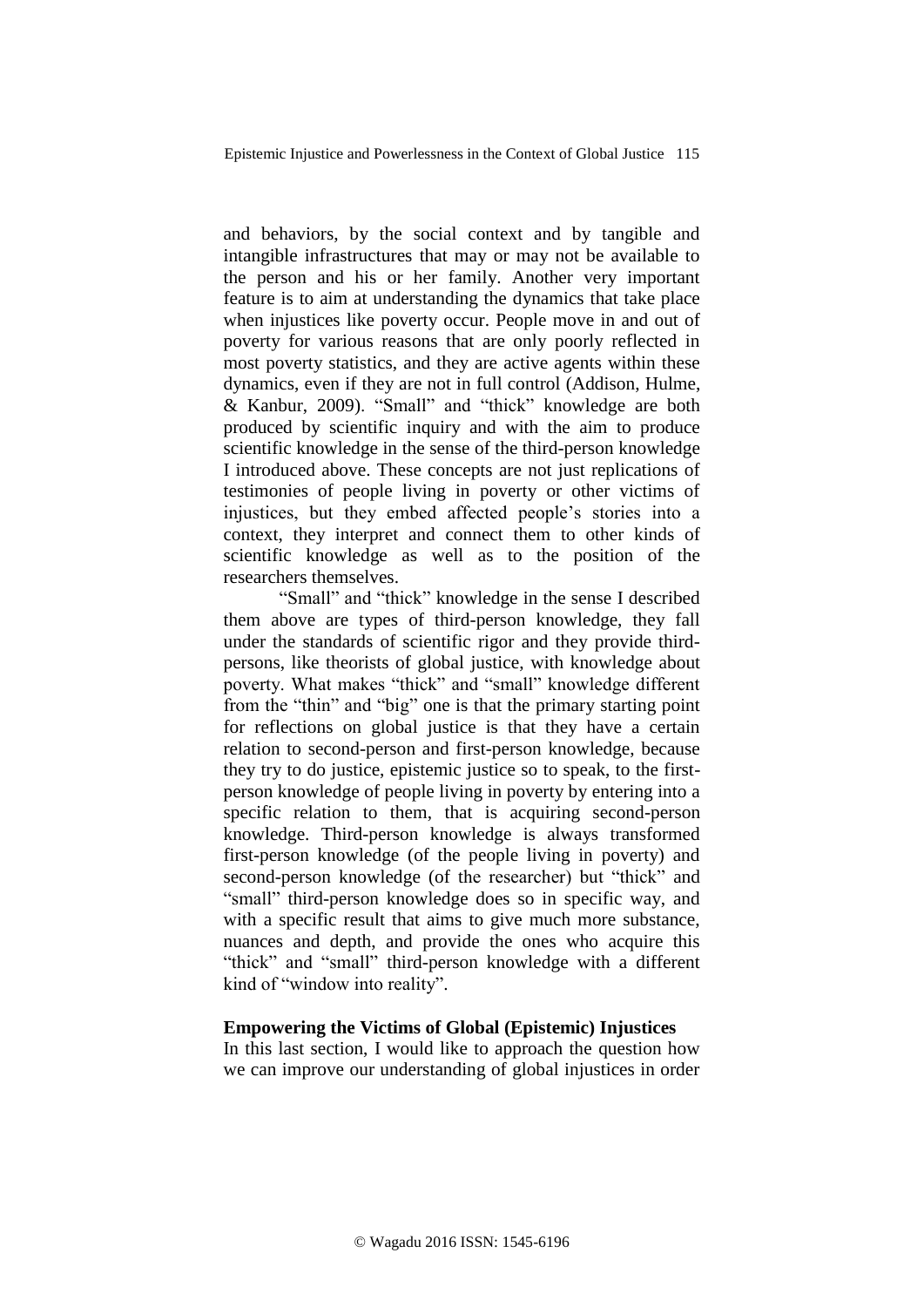and behaviors, by the social context and by tangible and intangible infrastructures that may or may not be available to the person and his or her family. Another very important feature is to aim at understanding the dynamics that take place when injustices like poverty occur. People move in and out of poverty for various reasons that are only poorly reflected in most poverty statistics, and they are active agents within these dynamics, even if they are not in full control (Addison, Hulme, & Kanbur, 2009). "Small" and "thick" knowledge are both produced by scientific inquiry and with the aim to produce scientific knowledge in the sense of the third-person knowledge I introduced above. These concepts are not just replications of testimonies of people living in poverty or other victims of injustices, but they embed affected people's stories into a context, they interpret and connect them to other kinds of scientific knowledge as well as to the position of the researchers themselves.

"Small" and "thick" knowledge in the sense I described them above are types of third-person knowledge, they fall under the standards of scientific rigor and they provide third-persons, like theorists of global justice, with knowledge about poverty. What makes "thick" and "small" knowledge different from the "thin" and "big" one is that the primary starting point for reflections on global justice is that they have a certain relation to second-person and first-person knowledge, because they try to do justice, epistemic justice so to speak, to the first-person knowledge of people living in poverty by entering into a specific relation to them, that is acquiring second-person knowledge. Third-person knowledge is always transformed first-person knowledge (of the people living in poverty) and second-person knowledge (of the researcher) but "thick" and "small" third-person knowledge does so in specific way, and with a specific result that aims to give much more substance, nuances and depth, and provide the ones who acquire this "thick" and "small" third-person knowledge with a different kind of "window into reality".

## Empowering the Victims of Global (Epistemic) Injustices

In this last section, I would like to approach the question how we can improve our understanding of global injustices in order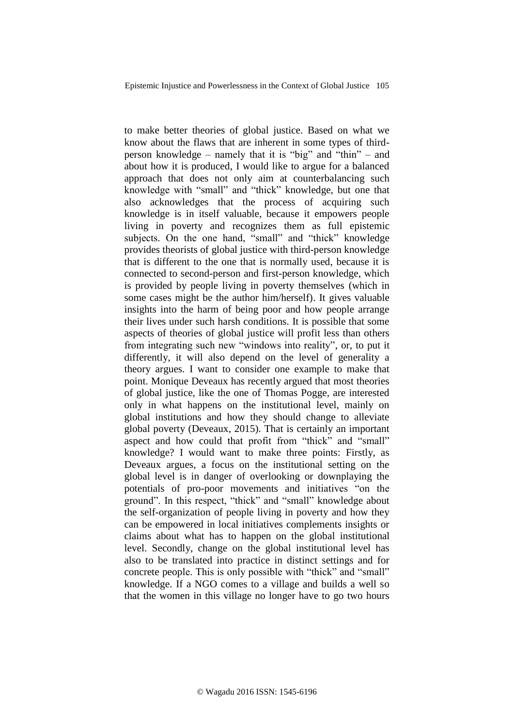to make better theories of global justice. Based on what we know about the flaws that are inherent in some types of third-person knowledge – namely that it is "big" and "thin" – and about how it is produced, I would like to argue for a balanced approach that does not only aim at counterbalancing such knowledge with "small" and "thick" knowledge, but one that also acknowledges that the process of acquiring such knowledge is in itself valuable, because it empowers people living in poverty and recognizes them as full epistemic subjects. On the one hand, "small" and "thick" knowledge provides theorists of global justice with third-person knowledge that is different to the one that is normally used, because it is connected to second-person and first-person knowledge, which is provided by people living in poverty themselves (which in some cases might be the author him/herself). It gives valuable insights into the harm of being poor and how people arrange their lives under such harsh conditions. It is possible that some aspects of theories of global justice will profit less than others from integrating such new "windows into reality", or, to put it differently, it will also depend on the level of generality a theory argues. I want to consider one example to make that point. Monique Deveaux has recently argued that most theories of global justice, like the one of Thomas Pogge, are interested only in what happens on the institutional level, mainly on global institutions and how they should change to alleviate global poverty (Deveaux, 2015). That is certainly an important aspect and how could that profit from "thick" and "small" knowledge? I would want to make three points: Firstly, as Deveaux argues, a focus on the institutional setting on the global level is in danger of overlooking or downplaying the potentials of pro-poor movements and initiatives "on the ground". In this respect, "thick" and "small" knowledge about the self-organization of people living in poverty and how they can be empowered in local initiatives complements insights or claims about what has to happen on the global institutional level. Secondly, change on the global institutional level has also to be translated into practice in distinct settings and for concrete people. This is only possible with "thick" and "small" knowledge. If a NGO comes to a village and builds a well so that the women in this village no longer have to go two hours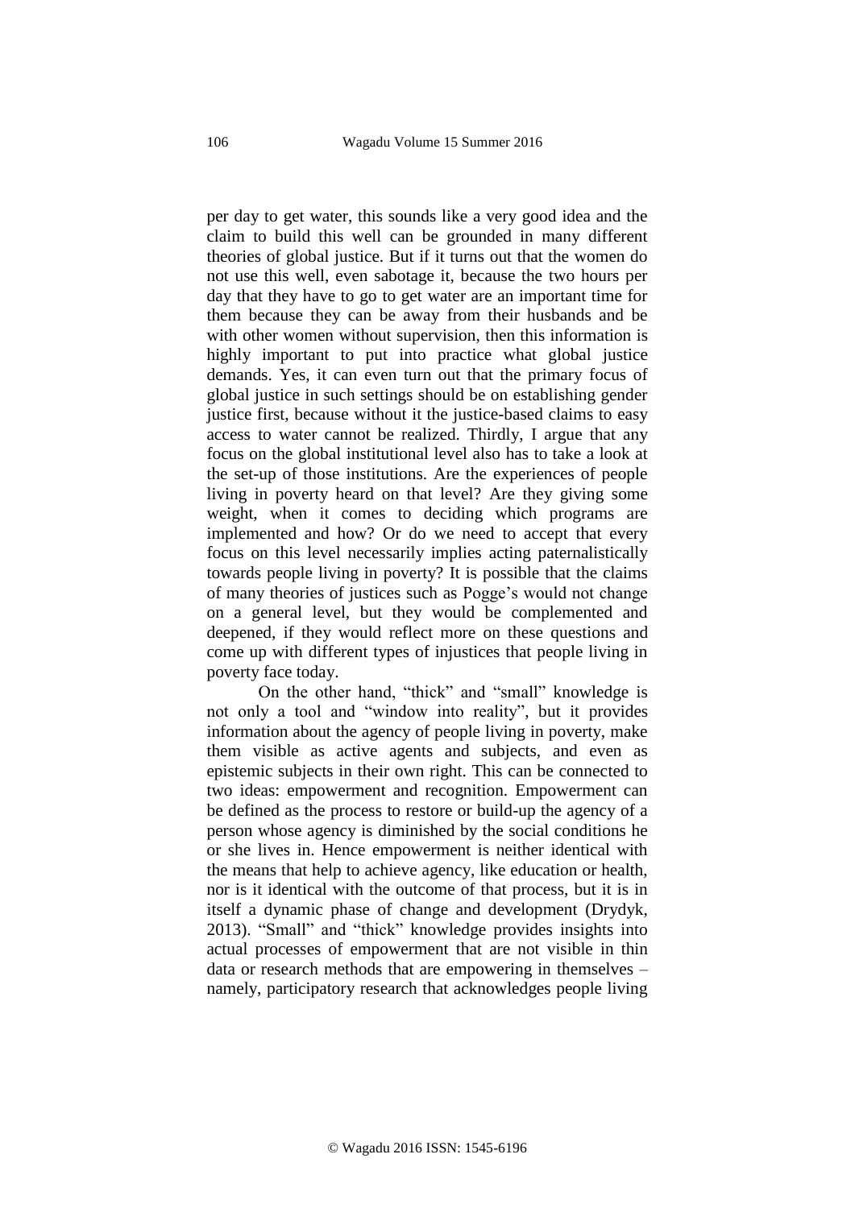per day to get water, this sounds like a very good idea and the claim to build this well can be grounded in many different theories of global justice. But if it turns out that the women do not use this well, even sabotage it, because the two hours per day that they have to go to get water are an important time for them because they can be away from their husbands and be with other women without supervision, then this information is highly important to put into practice what global justice demands. Yes, it can even turn out that the primary focus of global justice in such settings should be on establishing gender justice first, because without it the justice-based claims to easy access to water cannot be realized. Thirdly, I argue that any focus on the global institutional level also has to take a look at the set-up of those institutions. Are the experiences of people living in poverty heard on that level? Are they giving some weight, when it comes to deciding which programs are implemented and how? Or do we need to accept that every focus on this level necessarily implies acting paternalistically towards people living in poverty? It is possible that the claims of many theories of justices such as Pogge's would not change on a general level, but they would be complemented and deepened, if they would reflect more on these questions and come up with different types of injustices that people living in poverty face today.

On the other hand, "thick" and "small" knowledge is not only a tool and "window into reality", but it provides information about the agency of people living in poverty, make them visible as active agents and subjects, and even as epistemic subjects in their own right. This can be connected to two ideas: empowerment and recognition. Empowerment can be defined as the process to restore or build-up the agency of a person whose agency is diminished by the social conditions he or she lives in. Hence empowerment is neither identical with the means that help to achieve agency, like education or health, nor is it identical with the outcome of that process, but it is in itself a dynamic phase of change and development (Drydyk, 2013). "Small" and "thick" knowledge provides insights into actual processes of empowerment that are not visible in thin data or research methods that are empowering in themselves – namely, participatory research that acknowledges people living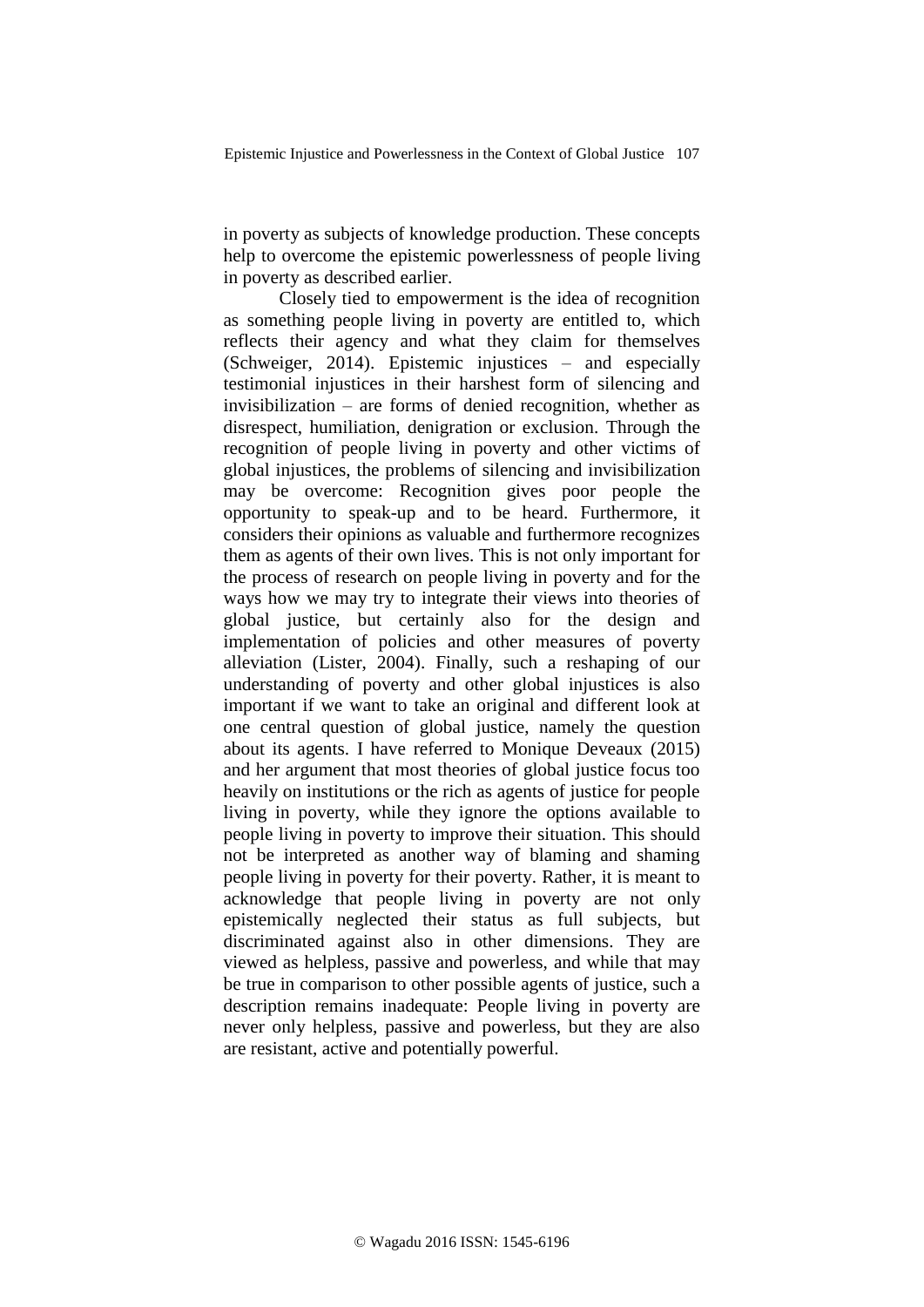in poverty as subjects of knowledge production. These concepts help to overcome the epistemic powerlessness of people living in poverty as described earlier.

Closely tied to empowerment is the idea of recognition as something people living in poverty are entitled to, which reflects their agency and what they claim for themselves (Schweiger, 2014). Epistemic injustices – and especially testimonial injustices in their harshest form of silencing and invisibilization – are forms of denied recognition, whether as disrespect, humiliation, denigration or exclusion. Through the recognition of people living in poverty and other victims of global injustices, the problems of silencing and invisibilization may be overcome: Recognition gives poor people the opportunity to speak-up and to be heard. Furthermore, it considers their opinions as valuable and furthermore recognizes them as agents of their own lives. This is not only important for the process of research on people living in poverty and for the ways how we may try to integrate their views into theories of global justice, but certainly also for the design and implementation of policies and other measures of poverty alleviation (Lister, 2004). Finally, such a reshaping of our understanding of poverty and other global injustices is also important if we want to take an original and different look at one central question of global justice, namely the question about its agents. I have referred to Monique Deveaux (2015) and her argument that most theories of global justice focus too heavily on institutions or the rich as agents of justice for people living in poverty, while they ignore the options available to people living in poverty to improve their situation. This should not be interpreted as another way of blaming and shaming people living in poverty for their poverty. Rather, it is meant to acknowledge that people living in poverty are not only epistemically neglected their status as full subjects, but discriminated against also in other dimensions. They are viewed as helpless, passive and powerless, and while that may be true in comparison to other possible agents of justice, such a description remains inadequate: People living in poverty are never only helpless, passive and powerless, but they are also are resistant, active and potentially powerful.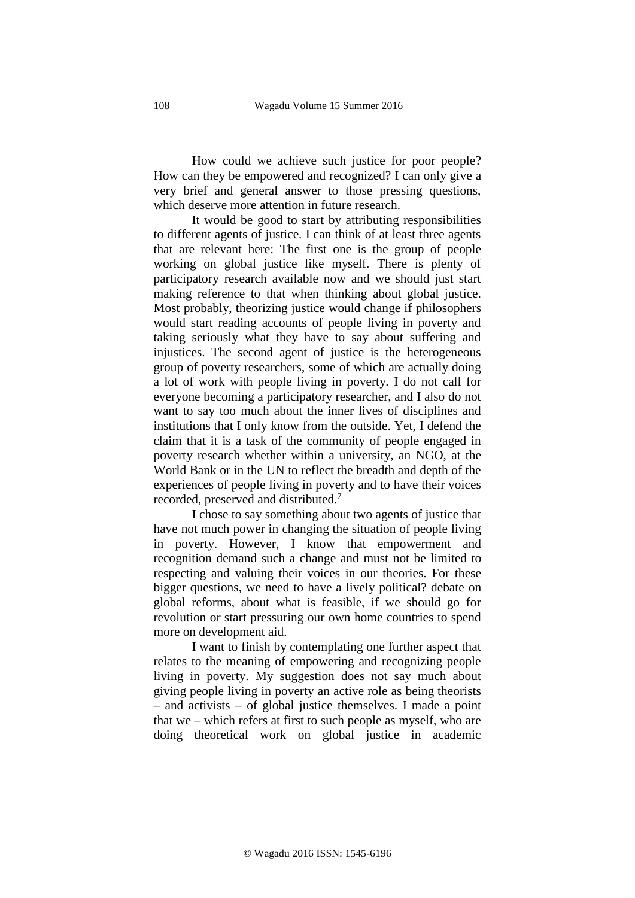How could we achieve such justice for poor people? How can they be empowered and recognized? I can only give a very brief and general answer to those pressing questions, which deserve more attention in future research.

It would be good to start by attributing responsibilities to different agents of justice. I can think of at least three agents that are relevant here: The first one is the group of people working on global justice like myself. There is plenty of participatory research available now and we should just start making reference to that when thinking about global justice. Most probably, theorizing justice would change if philosophers would start reading accounts of people living in poverty and taking seriously what they have to say about suffering and injustices. The second agent of justice is the heterogeneous group of poverty researchers, some of which are actually doing a lot of work with people living in poverty. I do not call for everyone becoming a participatory researcher, and I also do not want to say too much about the inner lives of disciplines and institutions that I only know from the outside. Yet, I defend the claim that it is a task of the community of people engaged in poverty research whether within a university, an NGO, at the World Bank or in the UN to reflect the breadth and depth of the experiences of people living in poverty and to have their voices recorded, preserved and distributed.[7]

I chose to say something about two agents of justice that have not much power in changing the situation of people living in poverty. However, I know that empowerment and recognition demand such a change and must not be limited to respecting and valuing their voices in our theories. For these bigger questions, we need to have a lively political? debate on global reforms, about what is feasible, if we should go for revolution or start pressuring our own home countries to spend more on development aid.

I want to finish by contemplating one further aspect that relates to the meaning of empowering and recognizing people living in poverty. My suggestion does not say much about giving people living in poverty an active role as being theorists – and activists – of global justice themselves. I made a point that we – which refers at first to such people as myself, who are doing theoretical work on global justice in academic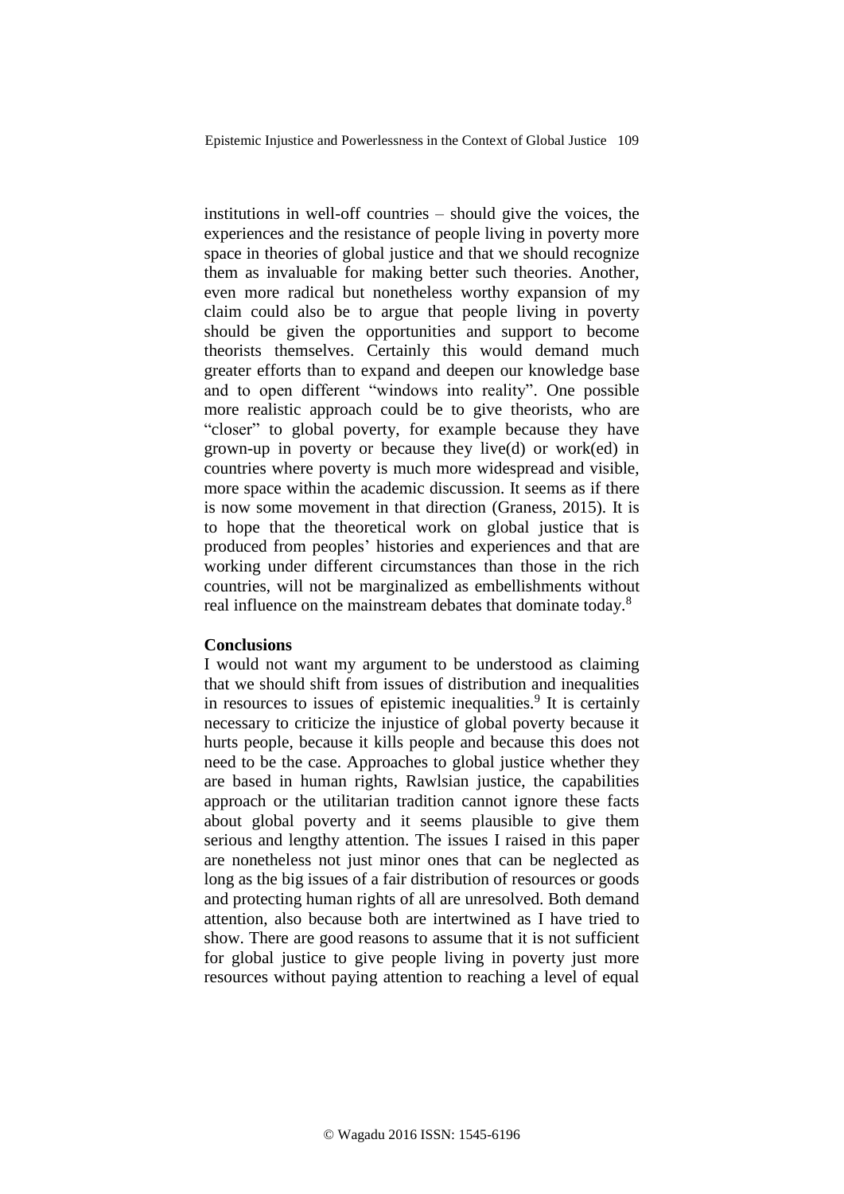institutions in well-off countries – should give the voices, the experiences and the resistance of people living in poverty more space in theories of global justice and that we should recognize them as invaluable for making better such theories. Another, even more radical but nonetheless worthy expansion of my claim could also be to argue that people living in poverty should be given the opportunities and support to become theorists themselves. Certainly this would demand much greater efforts than to expand and deepen our knowledge base and to open different "windows into reality". One possible more realistic approach could be to give theorists, who are "closer" to global poverty, for example because they have grown-up in poverty or because they live(d) or work(ed) in countries where poverty is much more widespread and visible, more space within the academic discussion. It seems as if there is now some movement in that direction (Graness, 2015). It is to hope that the theoretical work on global justice that is produced from peoples' histories and experiences and that are working under different circumstances than those in the rich countries, will not be marginalized as embellishments without real influence on the mainstream debates that dominate today.[8]

**Conclusions**

I would not want my argument to be understood as claiming that we should shift from issues of distribution and inequalities in resources to issues of epistemic inequalities.[9] It is certainly necessary to criticize the injustice of global poverty because it hurts people, because it kills people and because this does not need to be the case. Approaches to global justice whether they are based in human rights, Rawlsian justice, the capabilities approach or the utilitarian tradition cannot ignore these facts about global poverty and it seems plausible to give them serious and lengthy attention. The issues I raised in this paper are nonetheless not just minor ones that can be neglected as long as the big issues of a fair distribution of resources or goods and protecting human rights of all are unresolved. Both demand attention, also because both are intertwined as I have tried to show. There are good reasons to assume that it is not sufficient for global justice to give people living in poverty just more resources without paying attention to reaching a level of equal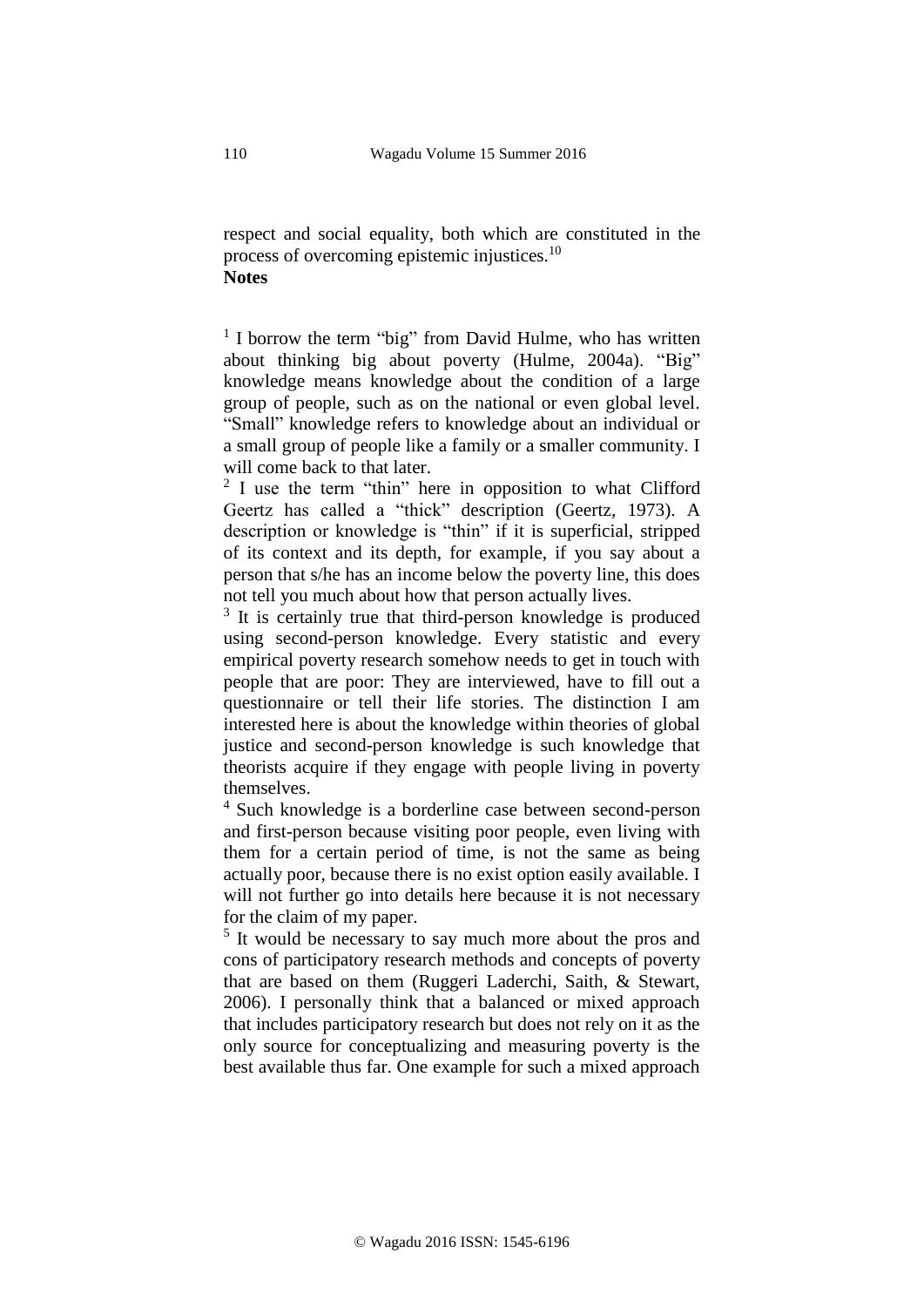respect and social equality, both which are constituted in the process of overcoming epistemic injustices.[10]

**Notes**

[1] I borrow the term "big" from David Hulme, who has written about thinking big about poverty (Hulme, 2004a). "Big" knowledge means knowledge about the condition of a large group of people, such as on the national or even global level. "Small" knowledge refers to knowledge about an individual or a small group of people like a family or a smaller community. I will come back to that later.

[2] I use the term "thin" here in opposition to what Clifford Geertz has called a "thick" description (Geertz, 1973). A description or knowledge is "thin" if it is superficial, stripped of its context and its depth, for example, if you say about a person that s/he has an income below the poverty line, this does not tell you much about how that person actually lives.

[3] It is certainly true that third-person knowledge is produced using second-person knowledge. Every statistic and every empirical poverty research somehow needs to get in touch with people that are poor: They are interviewed, have to fill out a questionnaire or tell their life stories. The distinction I am interested here is about the knowledge within theories of global justice and second-person knowledge is such knowledge that theorists acquire if they engage with people living in poverty themselves.

[4] Such knowledge is a borderline case between second-person and first-person because visiting poor people, even living with them for a certain period of time, is not the same as being actually poor, because there is no exist option easily available. I will not further go into details here because it is not necessary for the claim of my paper.

[5] It would be necessary to say much more about the pros and cons of participatory research methods and concepts of poverty that are based on them (Ruggeri Laderchi, Saith, & Stewart, 2006). I personally think that a balanced or mixed approach that includes participatory research but does not rely on it as the only source for conceptualizing and measuring poverty is the best available thus far. One example for such a mixed approach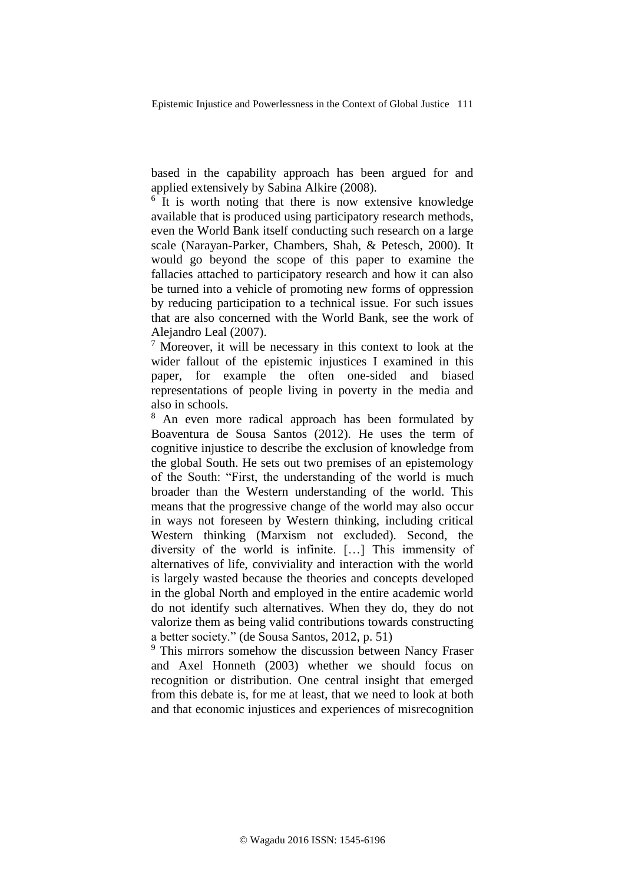based in the capability approach has been argued for and applied extensively by Sabina Alkire (2008).

[6] It is worth noting that there is now extensive knowledge available that is produced using participatory research methods, even the World Bank itself conducting such research on a large scale (Narayan-Parker, Chambers, Shah, & Petesch, 2000). It would go beyond the scope of this paper to examine the fallacies attached to participatory research and how it can also be turned into a vehicle of promoting new forms of oppression by reducing participation to a technical issue. For such issues that are also concerned with the World Bank, see the work of Alejandro Leal (2007).

[7] Moreover, it will be necessary in this context to look at the wider fallout of the epistemic injustices I examined in this paper, for example the often one-sided and biased representations of people living in poverty in the media and also in schools.

[8] An even more radical approach has been formulated by Boaventura de Sousa Santos (2012). He uses the term of cognitive injustice to describe the exclusion of knowledge from the global South. He sets out two premises of an epistemology of the South: "First, the understanding of the world is much broader than the Western understanding of the world. This means that the progressive change of the world may also occur in ways not foreseen by Western thinking, including critical Western thinking (Marxism not excluded). Second, the diversity of the world is infinite. […] This immensity of alternatives of life, conviviality and interaction with the world is largely wasted because the theories and concepts developed in the global North and employed in the entire academic world do not identify such alternatives. When they do, they do not valorize them as being valid contributions towards constructing a better society." (de Sousa Santos, 2012, p. 51)

[9] This mirrors somehow the discussion between Nancy Fraser and Axel Honneth (2003) whether we should focus on recognition or distribution. One central insight that emerged from this debate is, for me at least, that we need to look at both and that economic injustices and experiences of misrecognition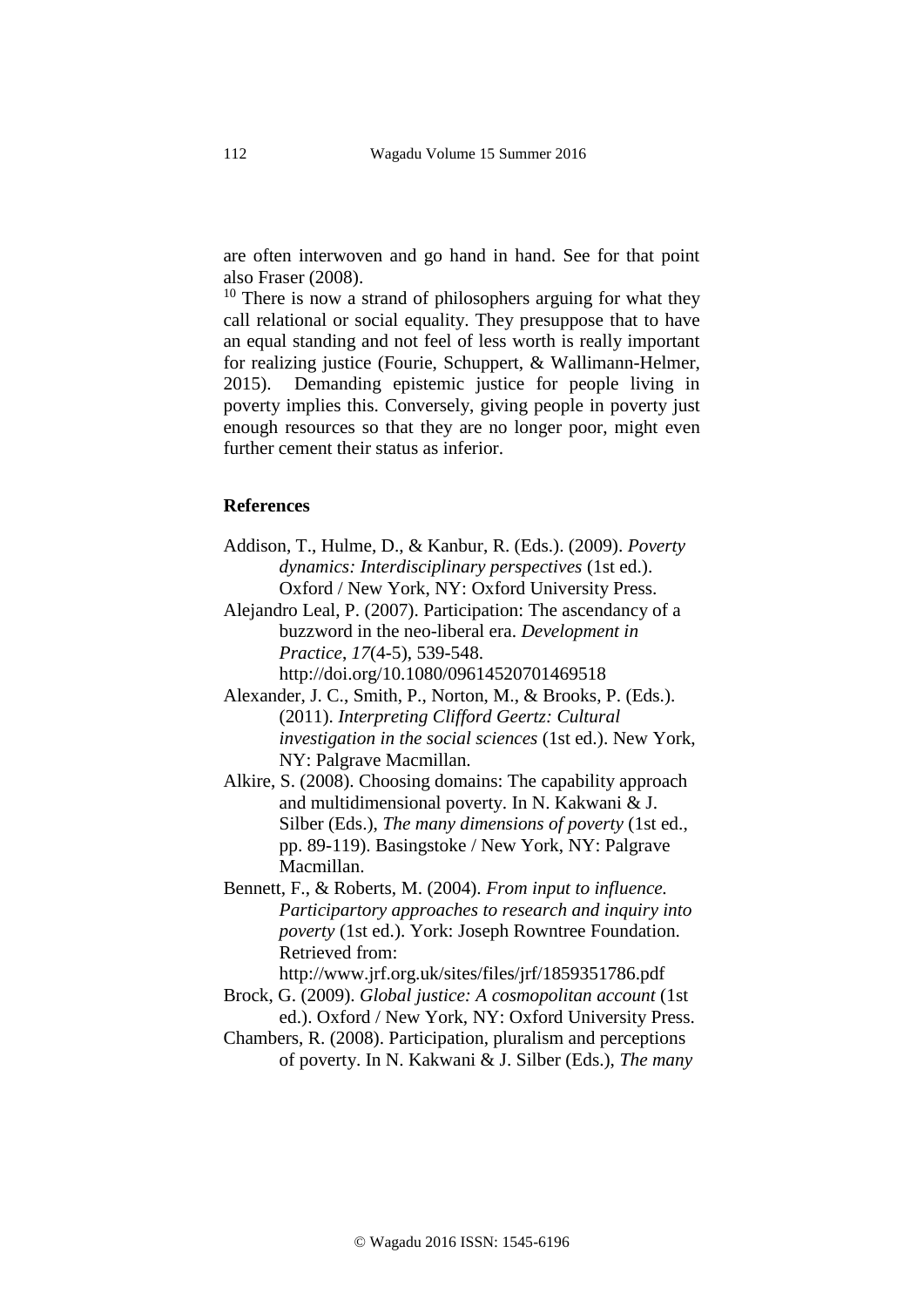are often interwoven and go hand in hand. See for that point also Fraser (2008).

[10] There is now a strand of philosophers arguing for what they call relational or social equality. They presuppose that to have an equal standing and not feel of less worth is really important for realizing justice (Fourie, Schuppert, & Wallimann-Helmer, 2015). Demanding epistemic justice for people living in poverty implies this. Conversely, giving people in poverty just enough resources so that they are no longer poor, might even further cement their status as inferior.

## References

Addison, T., Hulme, D., & Kanbur, R. (Eds.). (2009). *Poverty dynamics: Interdisciplinary perspectives* (1st ed.). Oxford / New York, NY: Oxford University Press.

Alejandro Leal, P. (2007). Participation: The ascendancy of a buzzword in the neo-liberal era. *Development in Practice*, *17*(4-5), 539-548. http://doi.org/10.1080/09614520701469518

Alexander, J. C., Smith, P., Norton, M., & Brooks, P. (Eds.). (2011). *Interpreting Clifford Geertz: Cultural investigation in the social sciences* (1st ed.). New York, NY: Palgrave Macmillan.

Alkire, S. (2008). Choosing domains: The capability approach and multidimensional poverty. In N. Kakwani & J. Silber (Eds.), *The many dimensions of poverty* (1st ed., pp. 89-119). Basingstoke / New York, NY: Palgrave Macmillan.

Bennett, F., & Roberts, M. (2004). *From input to influence. Participartory approaches to research and inquiry into poverty* (1st ed.). York: Joseph Rowntree Foundation. Retrieved from: http://www.jrf.org.uk/sites/files/jrf/1859351786.pdf

Brock, G. (2009). *Global justice: A cosmopolitan account* (1st ed.). Oxford / New York, NY: Oxford University Press.

Chambers, R. (2008). Participation, pluralism and perceptions of poverty. In N. Kakwani & J. Silber (Eds.), *The many*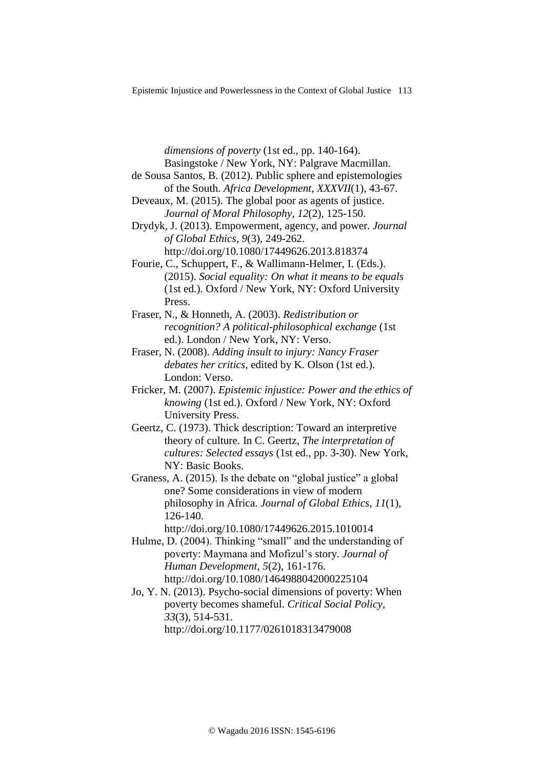*dimensions of poverty* (1st ed., pp. 140-164). Basingstoke / New York, NY: Palgrave Macmillan.

de Sousa Santos, B. (2012). Public sphere and epistemologies of the South. *Africa Development*, *XXXVII*(1), 43-67.

Deveaux, M. (2015). The global poor as agents of justice. *Journal of Moral Philosophy*, *12*(2), 125-150.

Drydyk, J. (2013). Empowerment, agency, and power. *Journal of Global Ethics*, *9*(3), 249-262. http://doi.org/10.1080/17449626.2013.818374

Fourie, C., Schuppert, F., & Wallimann-Helmer, I. (Eds.). (2015). *Social equality: On what it means to be equals* (1st ed.). Oxford / New York, NY: Oxford University Press.

Fraser, N., & Honneth, A. (2003). *Redistribution or recognition? A political-philosophical exchange* (1st ed.). London / New York, NY: Verso.

Fraser, N. (2008). *Adding insult to injury: Nancy Fraser debates her critics*, edited by K. Olson (1st ed.). London: Verso.

Fricker, M. (2007). *Epistemic injustice: Power and the ethics of knowing* (1st ed.). Oxford / New York, NY: Oxford University Press.

Geertz, C. (1973). Thick description: Toward an interpretive theory of culture. In C. Geertz, *The interpretation of cultures: Selected essays* (1st ed., pp. 3-30). New York, NY: Basic Books.

Graness, A. (2015). Is the debate on "global justice" a global one? Some considerations in view of modern philosophy in Africa. *Journal of Global Ethics*, *11*(1), 126-140. http://doi.org/10.1080/17449626.2015.1010014

Hulme, D. (2004). Thinking "small" and the understanding of poverty: Maymana and Mofizul's story. *Journal of Human Development*, *5*(2), 161-176. http://doi.org/10.1080/1464988042000225104

Jo, Y. N. (2013). Psycho-social dimensions of poverty: When poverty becomes shameful. *Critical Social Policy*, *33*(3), 514-531. http://doi.org/10.1177/0261018313479008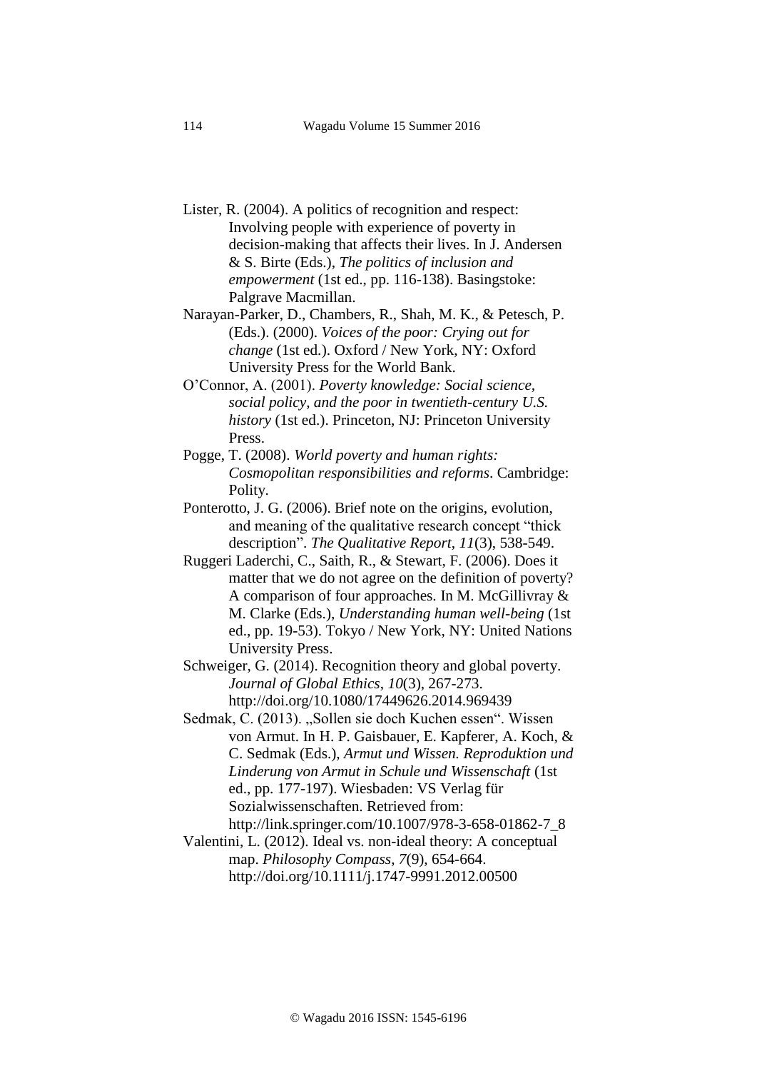Lister, R. (2004). A politics of recognition and respect: Involving people with experience of poverty in decision-making that affects their lives. In J. Andersen & S. Birte (Eds.), *The politics of inclusion and empowerment* (1st ed., pp. 116-138). Basingstoke: Palgrave Macmillan.

Narayan-Parker, D., Chambers, R., Shah, M. K., & Petesch, P. (Eds.). (2000). *Voices of the poor: Crying out for change* (1st ed.). Oxford / New York, NY: Oxford University Press for the World Bank.

O'Connor, A. (2001). *Poverty knowledge: Social science, social policy, and the poor in twentieth-century U.S. history* (1st ed.). Princeton, NJ: Princeton University Press.

Pogge, T. (2008). *World poverty and human rights: Cosmopolitan responsibilities and reforms*. Cambridge: Polity.

Ponterotto, J. G. (2006). Brief note on the origins, evolution, and meaning of the qualitative research concept "thick description". *The Qualitative Report*, *11*(3), 538-549.

Ruggeri Laderchi, C., Saith, R., & Stewart, F. (2006). Does it matter that we do not agree on the definition of poverty? A comparison of four approaches. In M. McGillivray & M. Clarke (Eds.), *Understanding human well-being* (1st ed., pp. 19-53). Tokyo / New York, NY: United Nations University Press.

Schweiger, G. (2014). Recognition theory and global poverty. *Journal of Global Ethics*, *10*(3), 267-273. http://doi.org/10.1080/17449626.2014.969439

Sedmak, C. (2013). „Sollen sie doch Kuchen essen". Wissen von Armut. In H. P. Gaisbauer, E. Kapferer, A. Koch, & C. Sedmak (Eds.), *Armut und Wissen. Reproduktion und Linderung von Armut in Schule und Wissenschaft* (1st ed., pp. 177-197). Wiesbaden: VS Verlag für Sozialwissenschaften. Retrieved from: http://link.springer.com/10.1007/978-3-658-01862-7_8

Valentini, L. (2012). Ideal vs. non-ideal theory: A conceptual map. *Philosophy Compass*, *7*(9), 654-664. http://doi.org/10.1111/j.1747-9991.2012.00500